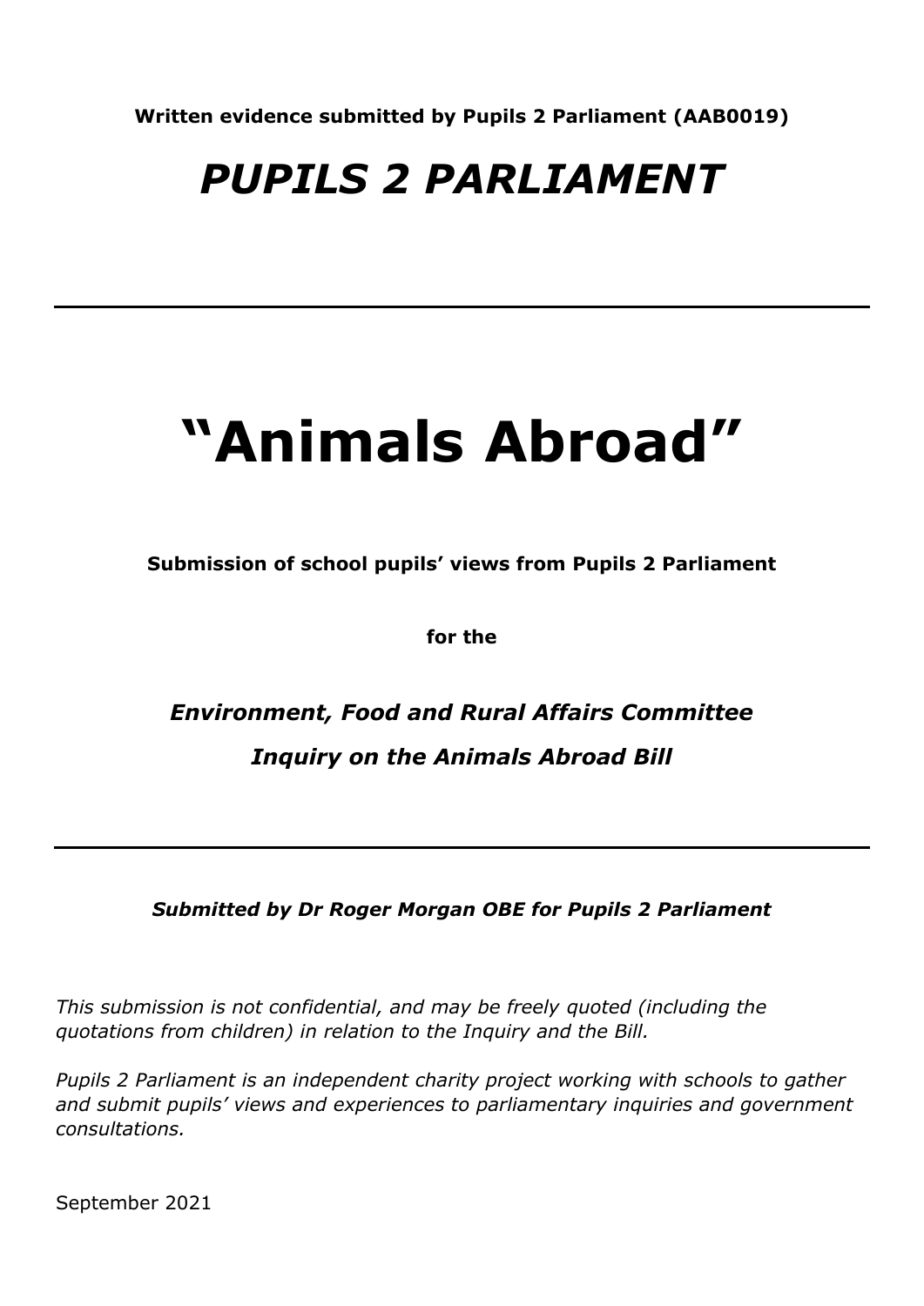**Written evidence submitted by Pupils 2 Parliament (AAB0019)**

# *PUPILS 2 PARLIAMENT*

---

# "Animals Abroad"

**Submission of school pupils' views from Pupils 2 Parliament**

**for the**

***Environment, Food and Rural Affairs Committee***

***Inquiry on the Animals Abroad Bill***

---

***Submitted by Dr Roger Morgan OBE for Pupils 2 Parliament***

*This submission is not confidential, and may be freely quoted (including the quotations from children) in relation to the Inquiry and the Bill.*

*Pupils 2 Parliament is an independent charity project working with schools to gather and submit pupils' views and experiences to parliamentary inquiries and government consultations.*

September 2021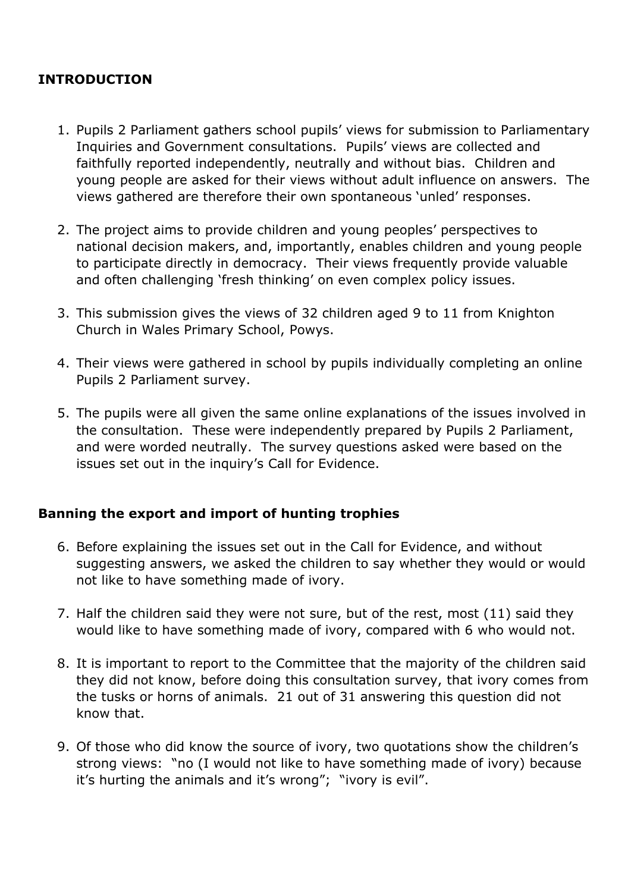## INTRODUCTION

1. Pupils 2 Parliament gathers school pupils' views for submission to Parliamentary Inquiries and Government consultations. Pupils' views are collected and faithfully reported independently, neutrally and without bias. Children and young people are asked for their views without adult influence on answers. The views gathered are therefore their own spontaneous 'unled' responses.

2. The project aims to provide children and young peoples' perspectives to national decision makers, and, importantly, enables children and young people to participate directly in democracy. Their views frequently provide valuable and often challenging 'fresh thinking' on even complex policy issues.

3. This submission gives the views of 32 children aged 9 to 11 from Knighton Church in Wales Primary School, Powys.

4. Their views were gathered in school by pupils individually completing an online Pupils 2 Parliament survey.

5. The pupils were all given the same online explanations of the issues involved in the consultation. These were independently prepared by Pupils 2 Parliament, and were worded neutrally. The survey questions asked were based on the issues set out in the inquiry's Call for Evidence.

## Banning the export and import of hunting trophies

6. Before explaining the issues set out in the Call for Evidence, and without suggesting answers, we asked the children to say whether they would or would not like to have something made of ivory.

7. Half the children said they were not sure, but of the rest, most (11) said they would like to have something made of ivory, compared with 6 who would not.

8. It is important to report to the Committee that the majority of the children said they did not know, before doing this consultation survey, that ivory comes from the tusks or horns of animals. 21 out of 31 answering this question did not know that.

9. Of those who did know the source of ivory, two quotations show the children's strong views: "no (I would not like to have something made of ivory) because it's hurting the animals and it's wrong"; "ivory is evil".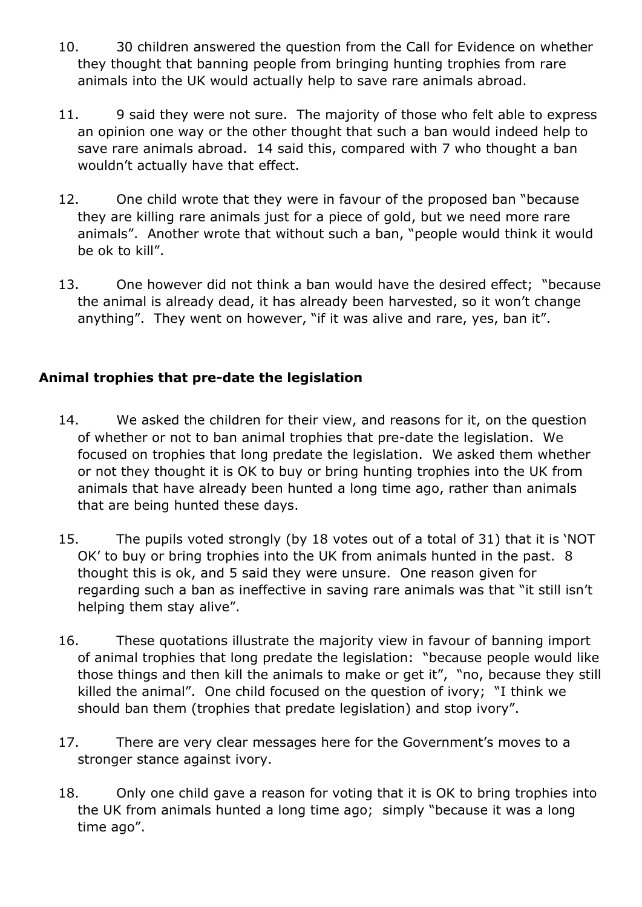10. 30 children answered the question from the Call for Evidence on whether they thought that banning people from bringing hunting trophies from rare animals into the UK would actually help to save rare animals abroad.

11. 9 said they were not sure. The majority of those who felt able to express an opinion one way or the other thought that such a ban would indeed help to save rare animals abroad. 14 said this, compared with 7 who thought a ban wouldn't actually have that effect.

12. One child wrote that they were in favour of the proposed ban "because they are killing rare animals just for a piece of gold, but we need more rare animals". Another wrote that without such a ban, "people would think it would be ok to kill".

13. One however did not think a ban would have the desired effect; "because the animal is already dead, it has already been harvested, so it won't change anything". They went on however, "if it was alive and rare, yes, ban it".

## Animal trophies that pre-date the legislation

14. We asked the children for their view, and reasons for it, on the question of whether or not to ban animal trophies that pre-date the legislation. We focused on trophies that long predate the legislation. We asked them whether or not they thought it is OK to buy or bring hunting trophies into the UK from animals that have already been hunted a long time ago, rather than animals that are being hunted these days.

15. The pupils voted strongly (by 18 votes out of a total of 31) that it is 'NOT OK' to buy or bring trophies into the UK from animals hunted in the past. 8 thought this is ok, and 5 said they were unsure. One reason given for regarding such a ban as ineffective in saving rare animals was that "it still isn't helping them stay alive".

16. These quotations illustrate the majority view in favour of banning import of animal trophies that long predate the legislation: "because people would like those things and then kill the animals to make or get it", "no, because they still killed the animal". One child focused on the question of ivory; "I think we should ban them (trophies that predate legislation) and stop ivory".

17. There are very clear messages here for the Government's moves to a stronger stance against ivory.

18. Only one child gave a reason for voting that it is OK to bring trophies into the UK from animals hunted a long time ago; simply "because it was a long time ago".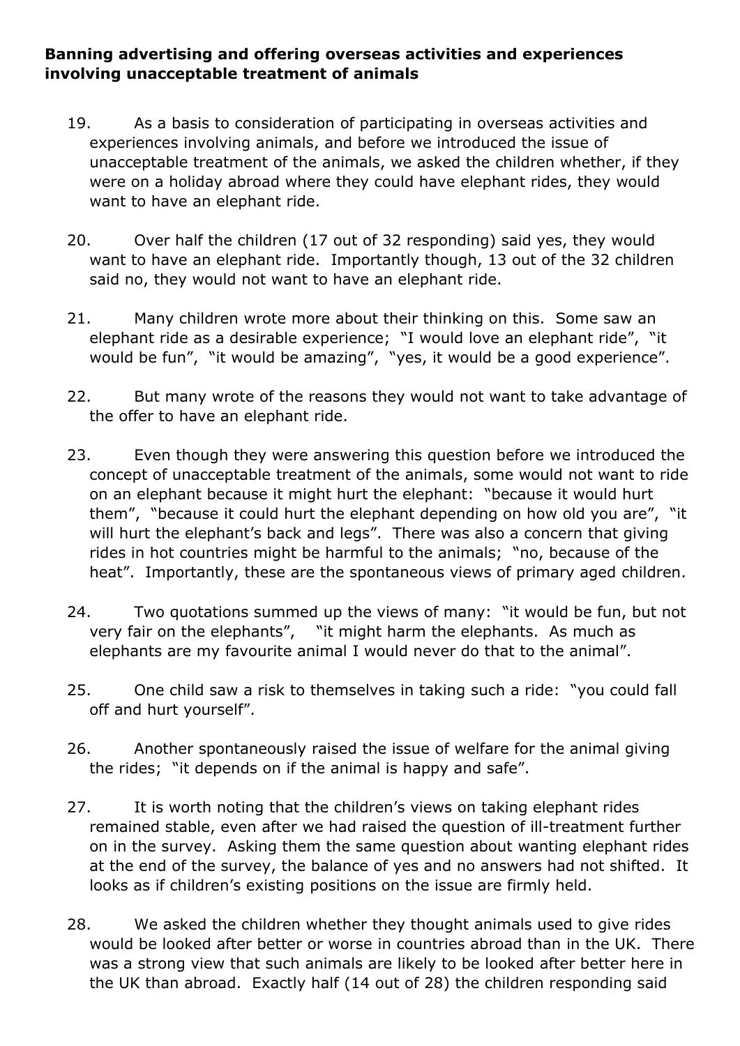**Banning advertising and offering overseas activities and experiences involving unacceptable treatment of animals**

19. As a basis to consideration of participating in overseas activities and experiences involving animals, and before we introduced the issue of unacceptable treatment of the animals, we asked the children whether, if they were on a holiday abroad where they could have elephant rides, they would want to have an elephant ride.

20. Over half the children (17 out of 32 responding) said yes, they would want to have an elephant ride. Importantly though, 13 out of the 32 children said no, they would not want to have an elephant ride.

21. Many children wrote more about their thinking on this. Some saw an elephant ride as a desirable experience; "I would love an elephant ride", "it would be fun", "it would be amazing", "yes, it would be a good experience".

22. But many wrote of the reasons they would not want to take advantage of the offer to have an elephant ride.

23. Even though they were answering this question before we introduced the concept of unacceptable treatment of the animals, some would not want to ride on an elephant because it might hurt the elephant: "because it would hurt them", "because it could hurt the elephant depending on how old you are", "it will hurt the elephant's back and legs". There was also a concern that giving rides in hot countries might be harmful to the animals; "no, because of the heat". Importantly, these are the spontaneous views of primary aged children.

24. Two quotations summed up the views of many: "it would be fun, but not very fair on the elephants", "it might harm the elephants. As much as elephants are my favourite animal I would never do that to the animal".

25. One child saw a risk to themselves in taking such a ride: "you could fall off and hurt yourself".

26. Another spontaneously raised the issue of welfare for the animal giving the rides; "it depends on if the animal is happy and safe".

27. It is worth noting that the children's views on taking elephant rides remained stable, even after we had raised the question of ill-treatment further on in the survey. Asking them the same question about wanting elephant rides at the end of the survey, the balance of yes and no answers had not shifted. It looks as if children's existing positions on the issue are firmly held.

28. We asked the children whether they thought animals used to give rides would be looked after better or worse in countries abroad than in the UK. There was a strong view that such animals are likely to be looked after better here in the UK than abroad. Exactly half (14 out of 28) the children responding said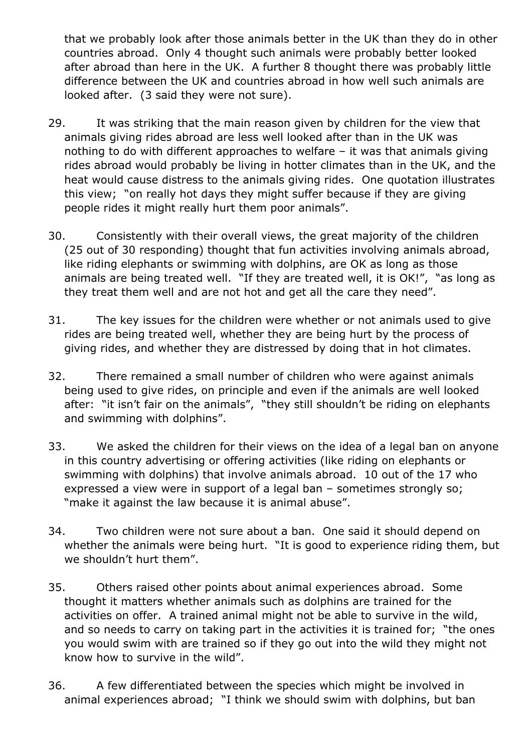that we probably look after those animals better in the UK than they do in other countries abroad. Only 4 thought such animals were probably better looked after abroad than here in the UK. A further 8 thought there was probably little difference between the UK and countries abroad in how well such animals are looked after. (3 said they were not sure).

29. It was striking that the main reason given by children for the view that animals giving rides abroad are less well looked after than in the UK was nothing to do with different approaches to welfare – it was that animals giving rides abroad would probably be living in hotter climates than in the UK, and the heat would cause distress to the animals giving rides. One quotation illustrates this view; "on really hot days they might suffer because if they are giving people rides it might really hurt them poor animals".

30. Consistently with their overall views, the great majority of the children (25 out of 30 responding) thought that fun activities involving animals abroad, like riding elephants or swimming with dolphins, are OK as long as those animals are being treated well. "If they are treated well, it is OK!", "as long as they treat them well and are not hot and get all the care they need".

31. The key issues for the children were whether or not animals used to give rides are being treated well, whether they are being hurt by the process of giving rides, and whether they are distressed by doing that in hot climates.

32. There remained a small number of children who were against animals being used to give rides, on principle and even if the animals are well looked after: "it isn't fair on the animals", "they still shouldn't be riding on elephants and swimming with dolphins".

33. We asked the children for their views on the idea of a legal ban on anyone in this country advertising or offering activities (like riding on elephants or swimming with dolphins) that involve animals abroad. 10 out of the 17 who expressed a view were in support of a legal ban – sometimes strongly so; "make it against the law because it is animal abuse".

34. Two children were not sure about a ban. One said it should depend on whether the animals were being hurt. "It is good to experience riding them, but we shouldn't hurt them".

35. Others raised other points about animal experiences abroad. Some thought it matters whether animals such as dolphins are trained for the activities on offer. A trained animal might not be able to survive in the wild, and so needs to carry on taking part in the activities it is trained for; "the ones you would swim with are trained so if they go out into the wild they might not know how to survive in the wild".

36. A few differentiated between the species which might be involved in animal experiences abroad; "I think we should swim with dolphins, but ban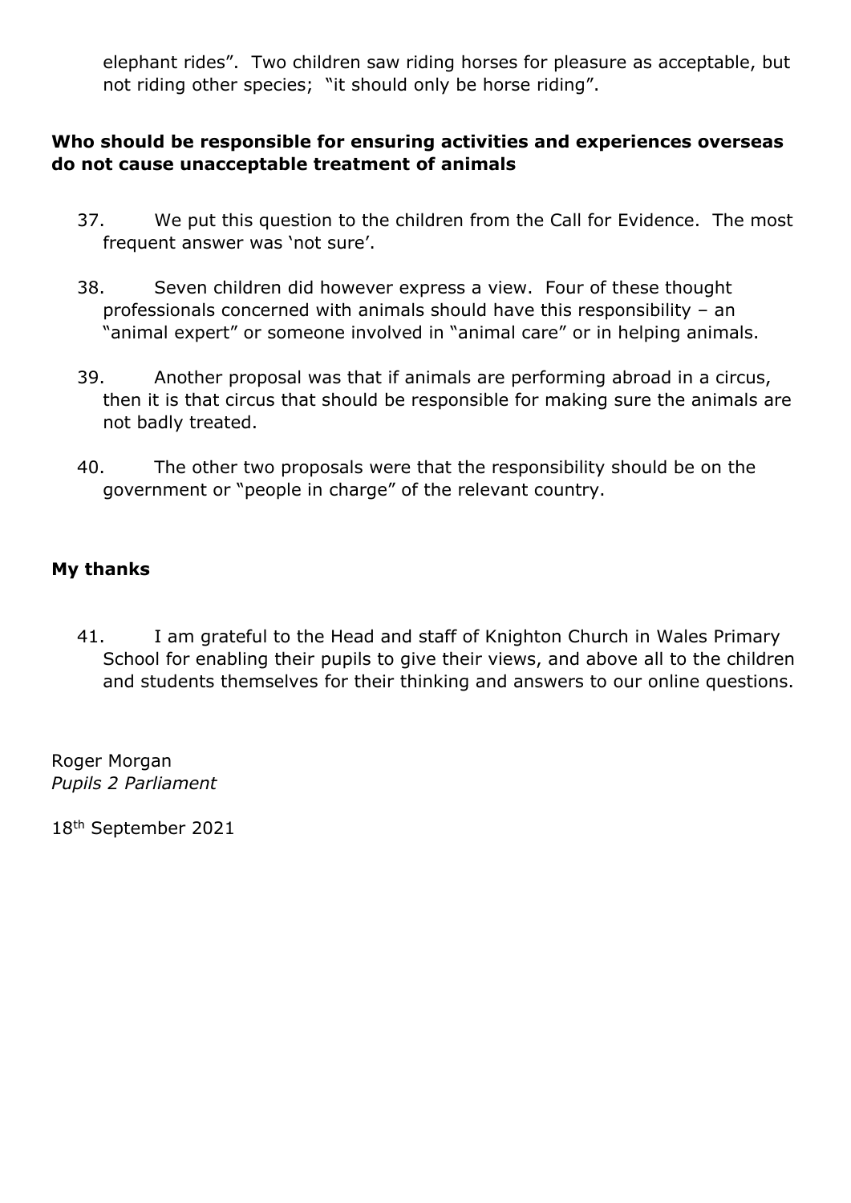elephant rides". Two children saw riding horses for pleasure as acceptable, but not riding other species; "it should only be horse riding".

## Who should be responsible for ensuring activities and experiences overseas do not cause unacceptable treatment of animals

37. We put this question to the children from the Call for Evidence. The most frequent answer was 'not sure'.

38. Seven children did however express a view. Four of these thought professionals concerned with animals should have this responsibility – an "animal expert" or someone involved in "animal care" or in helping animals.

39. Another proposal was that if animals are performing abroad in a circus, then it is that circus that should be responsible for making sure the animals are not badly treated.

40. The other two proposals were that the responsibility should be on the government or "people in charge" of the relevant country.

## My thanks

41. I am grateful to the Head and staff of Knighton Church in Wales Primary School for enabling their pupils to give their views, and above all to the children and students themselves for their thinking and answers to our online questions.

Roger Morgan
*Pupils 2 Parliament*

18th September 2021